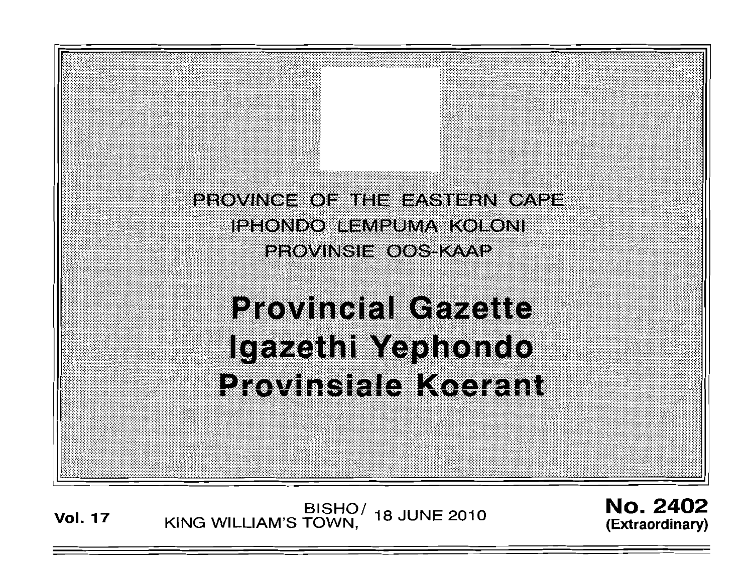PROVINCE OF THE EASTERN CAPE

IPHONDO LEMPUMA KOLONI

PROVINSIE OOS-KAAP

# Provincial Gazette
# Igazethi Yephondo
# Provinsiale Koerant

**Vol. 17** BISHO/ KING WILLIAM'S TOWN, 18 JUNE 2010 **No. 2402 (Extraordinary)**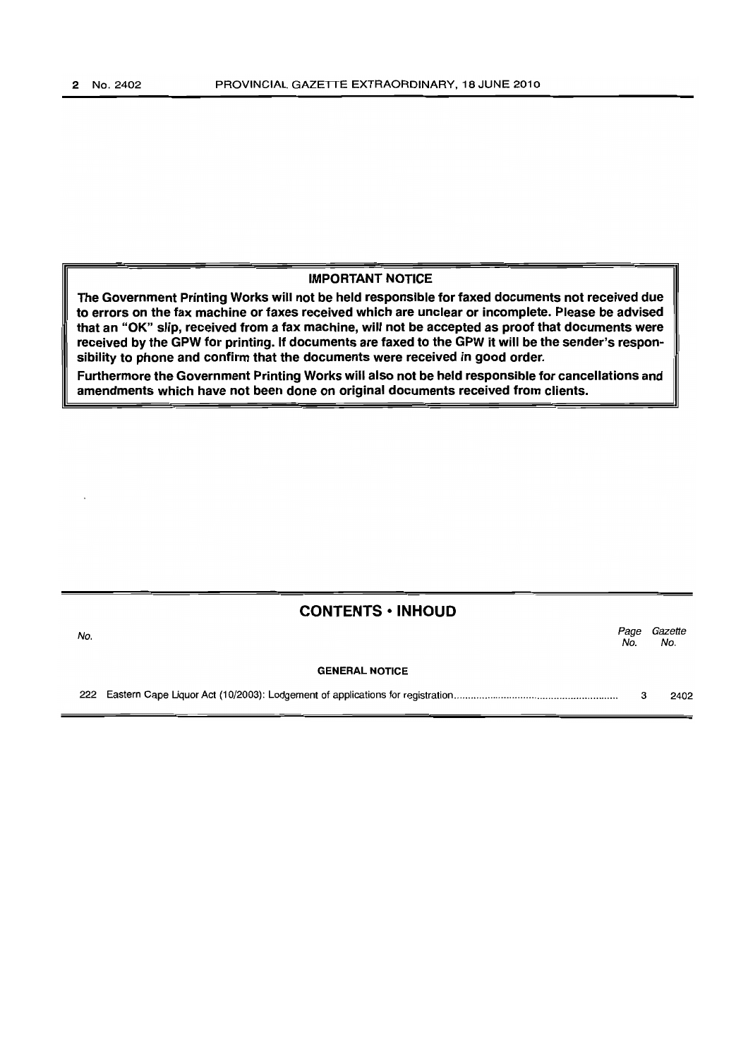**IMPORTANT NOTICE**

**The Government Printing Works will not be held responsible for faxed documents not received due to errors on the fax machine or faxes received which are unclear or incomplete. Please be advised that an "OK" slip, received from a fax machine, will not be accepted as proof that documents were received by the GPW for printing. If documents are faxed to the GPW it will be the sender's responsibility to phone and confirm that the documents were received in good order.**

**Furthermore the Government Printing Works will also not be held responsible for cancellations and amendments which have not been done on original documents received from clients.**

## CONTENTS • INHOUD

| *No.* | | *Page No.* | *Gazette No.* |
|---|---|---|---|
| | **GENERAL NOTICE** | | |
| 222 | Eastern Cape Liquor Act (10/2003): Lodgement of applications for registration | 3 | 2402 |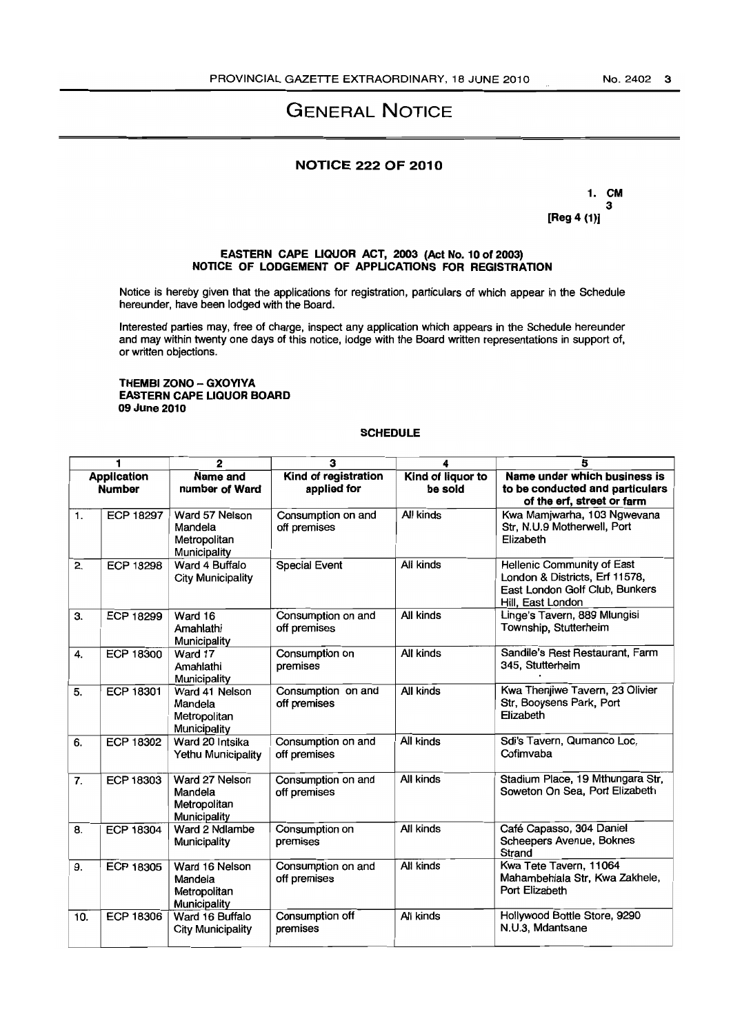# GENERAL NOTICE

## NOTICE 222 OF 2010

1. CM
3
[Reg 4 (1)]

### EASTERN CAPE LIQUOR ACT, 2003 (Act No. 10 of 2003)
### NOTICE OF LODGEMENT OF APPLICATIONS FOR REGISTRATION

Notice is hereby given that the applications for registration, particulars of which appear in the Schedule hereunder, have been lodged with the Board.

Interested parties may, free of charge, inspect any application which appears in the Schedule hereunder and may within twenty one days of this notice, lodge with the Board written representations in support of, or written objections.

**THEMBI ZONO – GXOYIYA**
**EASTERN CAPE LIQUOR BOARD**
**09 June 2010**

**SCHEDULE**

| 1 | | 2 | 3 | 4 | 5 |
|---|---|---|---|---|---|
| **Application Number** | | **Name and number of Ward** | **Kind of registration applied for** | **Kind of liquor to be sold** | **Name under which business is to be conducted and particulars of the erf, street or farm** |
| 1. | ECP 18297 | Ward 57 Nelson Mandela Metropolitan Municipality | Consumption on and off premises | All kinds | Kwa Mamjwarha, 103 Ngwevana Str, N.U.9 Motherwell, Port Elizabeth |
| 2. | ECP 18298 | Ward 4 Buffalo City Municipality | Special Event | All kinds | Hellenic Community of East London & Districts, Erf 11578, East London Golf Club, Bunkers Hill, East London |
| 3. | ECP 18299 | Ward 16 Amahlathi Municipality | Consumption on and off premises | All kinds | Linge's Tavern, 889 Mlungisi Township, Stutterheim |
| 4. | ECP 18300 | Ward 17 Amahlathi Municipality | Consumption on premises | All kinds | Sandile's Rest Restaurant, Farm 345, Stutterheim |
| 5. | ECP 18301 | Ward 41 Nelson Mandela Metropolitan Municipality | Consumption on and off premises | All kinds | Kwa Thenjiwe Tavern, 23 Olivier Str, Booysens Park, Port Elizabeth |
| 6. | ECP 18302 | Ward 20 Intsika Yethu Municipality | Consumption on and off premises | All kinds | Sdi's Tavern, Qumanco Loc, Cofimvaba |
| 7. | ECP 18303 | Ward 27 Nelson Mandela Metropolitan Municipality | Consumption on and off premises | All kinds | Stadium Place, 19 Mthungara Str, Soweton On Sea, Port Elizabeth |
| 8. | ECP 18304 | Ward 2 Ndlambe Municipality | Consumption on premises | All kinds | Café Capasso, 304 Daniel Scheepers Avenue, Boknes Strand |
| 9. | ECP 18305 | Ward 16 Nelson Mandela Metropolitan Municipality | Consumption on and off premises | All kinds | Kwa Tete Tavern, 11064 Mahambehlala Str, Kwa Zakhele, Port Elizabeth |
| 10. | ECP 18306 | Ward 16 Buffalo City Municipality | Consumption off premises | All kinds | Hollywood Bottle Store, 9290 N.U.3, Mdantsane |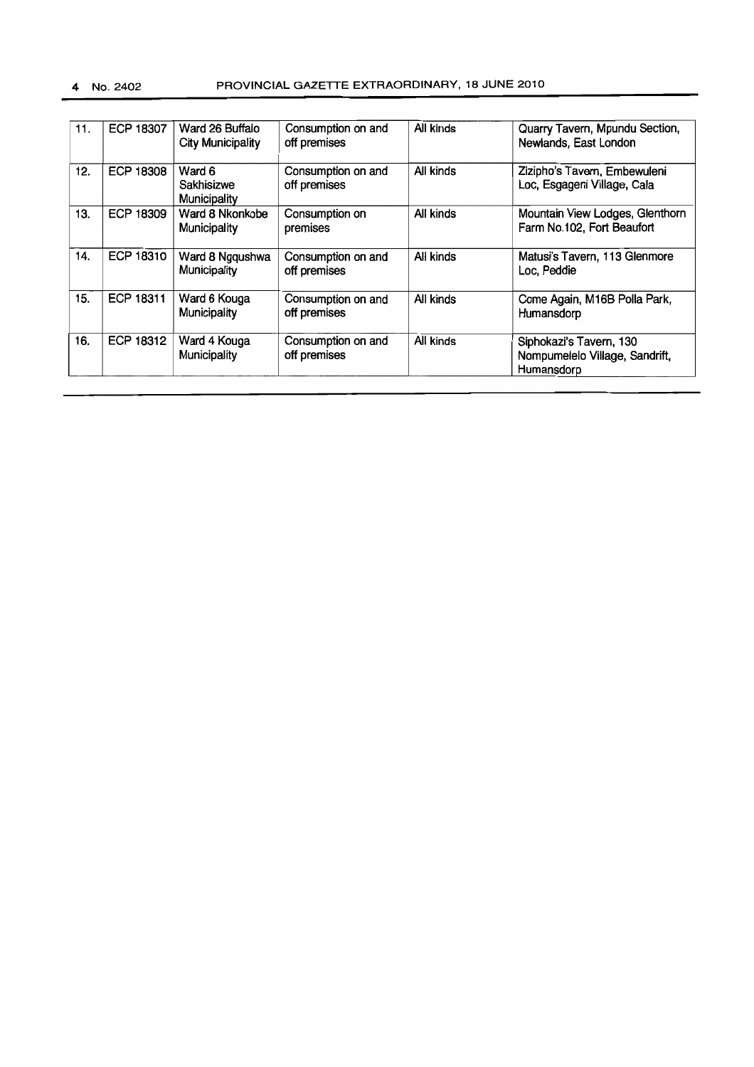| | | | | | |
|---|---|---|---|---|---|
| 11. | ECP 18307 | Ward 26 Buffalo City Municipality | Consumption on and off premises | All kinds | Quarry Tavern, Mpundu Section, Newlands, East London |
| 12. | ECP 18308 | Ward 6 Sakhisizwe Municipality | Consumption on and off premises | All kinds | Zizipho's Tavern, Embewuleni Loc, Esgageni Village, Cala |
| 13. | ECP 18309 | Ward 8 Nkonkobe Municipality | Consumption on premises | All kinds | Mountain View Lodges, Glenthorn Farm No.102, Fort Beaufort |
| 14. | ECP 18310 | Ward 8 Ngqushwa Municipality | Consumption on and off premises | All kinds | Matusi's Tavern, 113 Glenmore Loc, Peddie |
| 15. | ECP 18311 | Ward 6 Kouga Municipality | Consumption on and off premises | All kinds | Come Again, M16B Polla Park, Humansdorp |
| 16. | ECP 18312 | Ward 4 Kouga Municipality | Consumption on and off premises | All kinds | Siphokazi's Tavern, 130 Nompumelelo Village, Sandrift, Humansdorp |